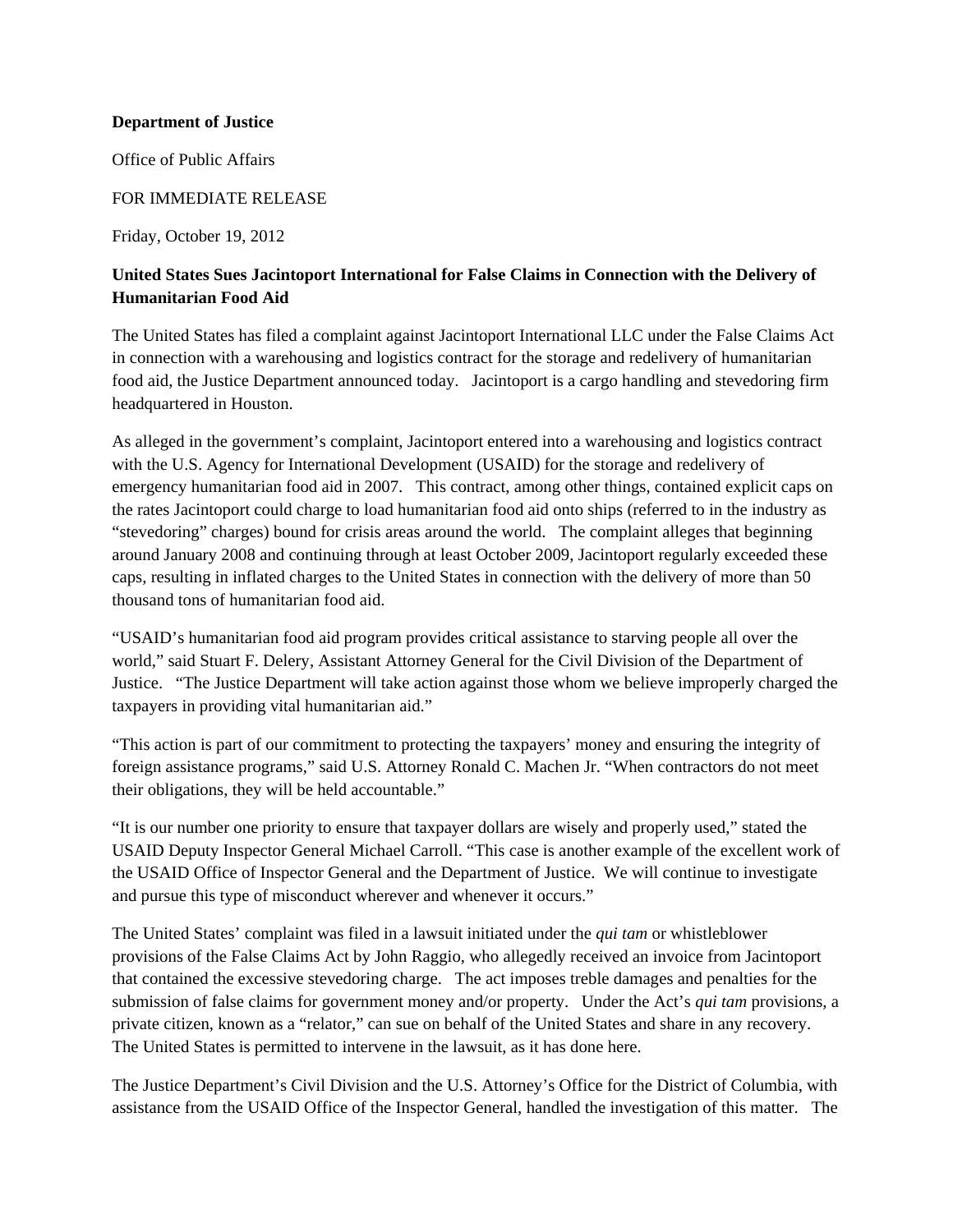**Department of Justice**

Office of Public Affairs

FOR IMMEDIATE RELEASE

Friday, October 19, 2012

**United States Sues Jacintoport International for False Claims in Connection with the Delivery of Humanitarian Food Aid**

The United States has filed a complaint against Jacintoport International LLC under the False Claims Act in connection with a warehousing and logistics contract for the storage and redelivery of humanitarian food aid, the Justice Department announced today. Jacintoport is a cargo handling and stevedoring firm headquartered in Houston.

As alleged in the government's complaint, Jacintoport entered into a warehousing and logistics contract with the U.S. Agency for International Development (USAID) for the storage and redelivery of emergency humanitarian food aid in 2007. This contract, among other things, contained explicit caps on the rates Jacintoport could charge to load humanitarian food aid onto ships (referred to in the industry as "stevedoring" charges) bound for crisis areas around the world. The complaint alleges that beginning around January 2008 and continuing through at least October 2009, Jacintoport regularly exceeded these caps, resulting in inflated charges to the United States in connection with the delivery of more than 50 thousand tons of humanitarian food aid.

"USAID's humanitarian food aid program provides critical assistance to starving people all over the world," said Stuart F. Delery, Assistant Attorney General for the Civil Division of the Department of Justice. "The Justice Department will take action against those whom we believe improperly charged the taxpayers in providing vital humanitarian aid."

"This action is part of our commitment to protecting the taxpayers' money and ensuring the integrity of foreign assistance programs," said U.S. Attorney Ronald C. Machen Jr. "When contractors do not meet their obligations, they will be held accountable."

"It is our number one priority to ensure that taxpayer dollars are wisely and properly used," stated the USAID Deputy Inspector General Michael Carroll. "This case is another example of the excellent work of the USAID Office of Inspector General and the Department of Justice. We will continue to investigate and pursue this type of misconduct wherever and whenever it occurs."

The United States' complaint was filed in a lawsuit initiated under the *qui tam* or whistleblower provisions of the False Claims Act by John Raggio, who allegedly received an invoice from Jacintoport that contained the excessive stevedoring charge. The act imposes treble damages and penalties for the submission of false claims for government money and/or property. Under the Act's *qui tam* provisions, a private citizen, known as a "relator," can sue on behalf of the United States and share in any recovery. The United States is permitted to intervene in the lawsuit, as it has done here.

The Justice Department's Civil Division and the U.S. Attorney's Office for the District of Columbia, with assistance from the USAID Office of the Inspector General, handled the investigation of this matter. The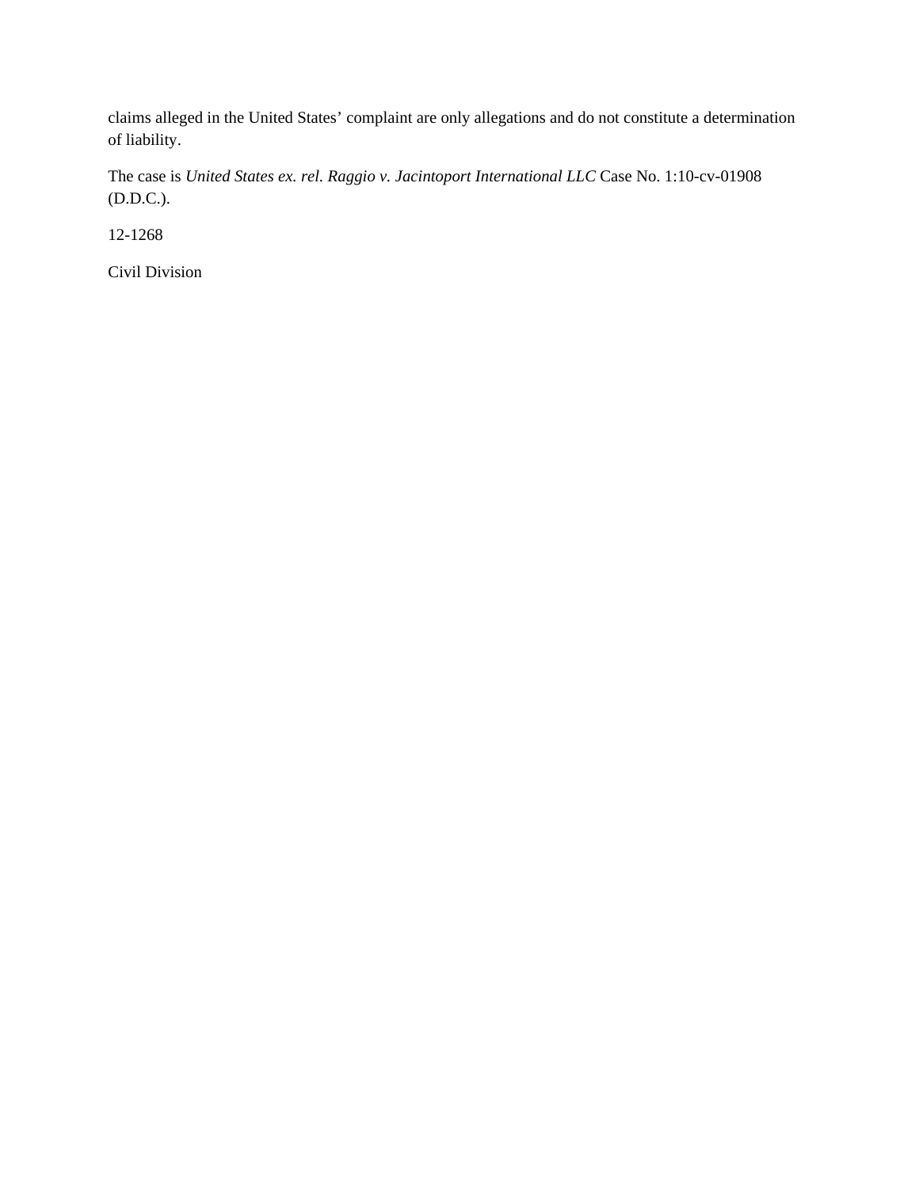claims alleged in the United States' complaint are only allegations and do not constitute a determination of liability.

The case is *United States ex. rel. Raggio v. Jacintoport International LLC* Case No. 1:10-cv-01908 (D.D.C.).

12-1268

Civil Division